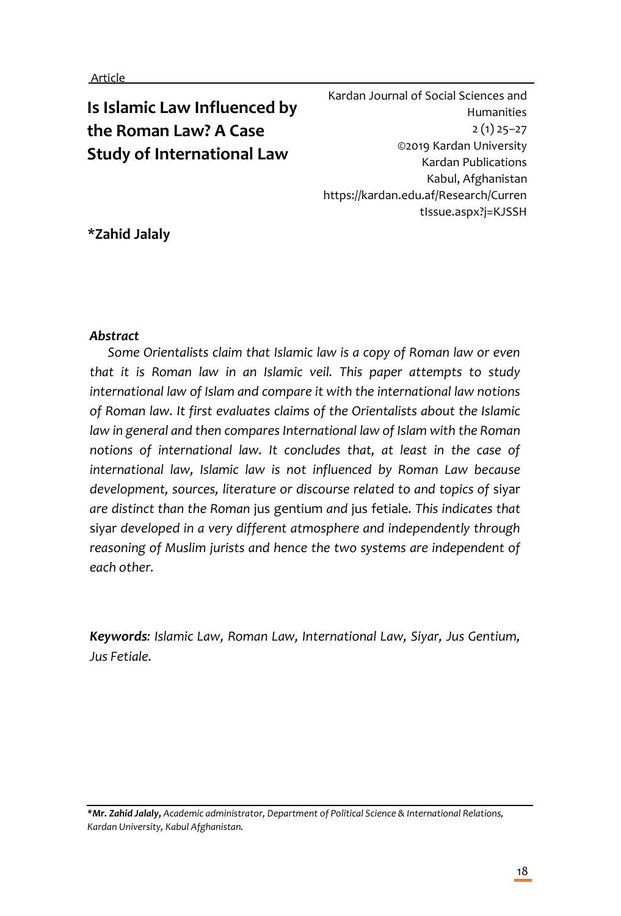Article

# Is Islamic Law Influenced by the Roman Law? A Case Study of International Law

Kardan Journal of Social Sciences and Humanities
2 (1) 25–27
©2019 Kardan University
Kardan Publications
Kabul, Afghanistan
https://kardan.edu.af/Research/CurrentIssue.aspx?j=KJSSH

**\*Zahid Jalaly**

***Abstract***

*Some Orientalists claim that Islamic law is a copy of Roman law or even that it is Roman law in an Islamic veil. This paper attempts to study international law of Islam and compare it with the international law notions of Roman law. It first evaluates claims of the Orientalists about the Islamic law in general and then compares International law of Islam with the Roman notions of international law. It concludes that, at least in the case of international law, Islamic law is not influenced by Roman Law because development, sources, literature or discourse related to and topics of* siyar *are distinct than the Roman* jus gentium *and* jus fetiale*. This indicates that* siyar *developed in a very different atmosphere and independently through reasoning of Muslim jurists and hence the two systems are independent of each other.*

***Keywords****: Islamic Law, Roman Law, International Law, Siyar, Jus Gentium, Jus Fetiale.*

---

*\****Mr. Zahid Jalaly****, Academic administrator, Department of Political Science & International Relations, Kardan University, Kabul Afghanistan.*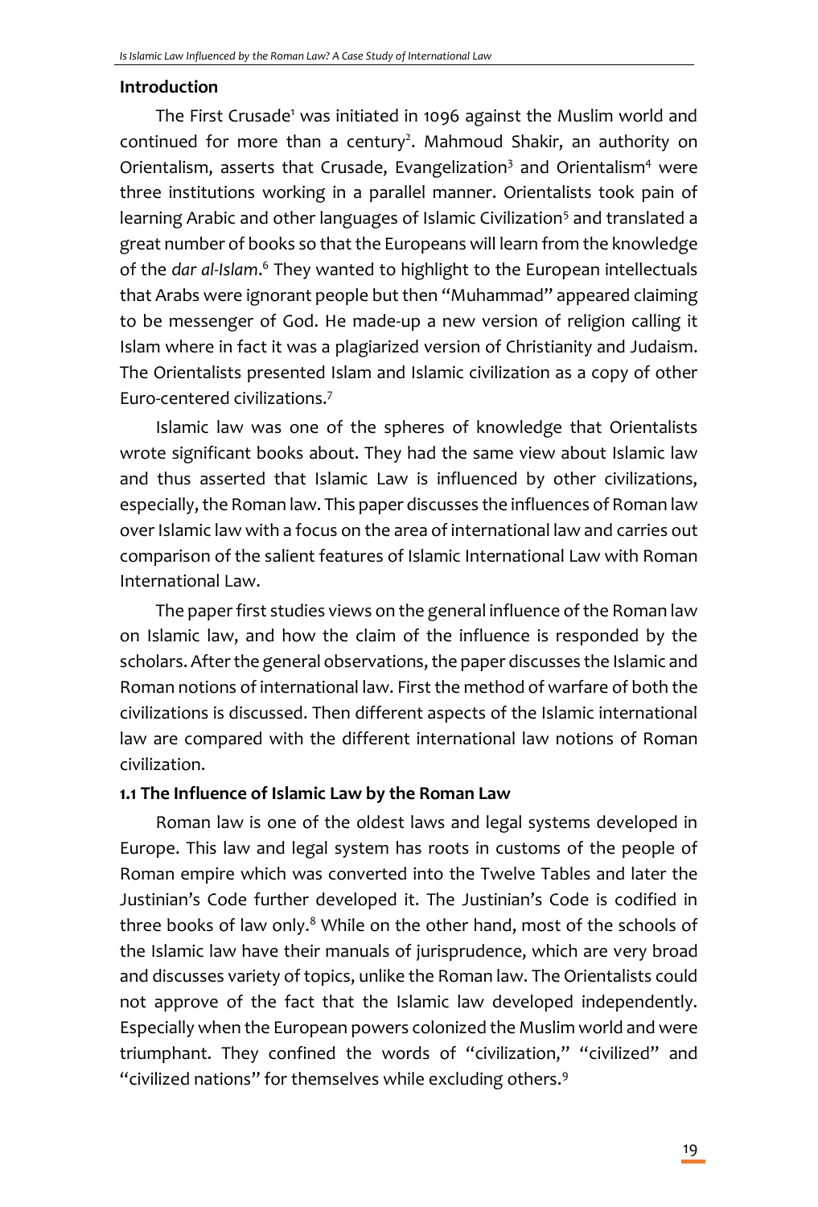## Introduction

The First Crusade[1] was initiated in 1096 against the Muslim world and continued for more than a century[2]. Mahmoud Shakir, an authority on Orientalism, asserts that Crusade, Evangelization[3] and Orientalism[4] were three institutions working in a parallel manner. Orientalists took pain of learning Arabic and other languages of Islamic Civilization[5] and translated a great number of books so that the Europeans will learn from the knowledge of the *dar al-Islam*.[6] They wanted to highlight to the European intellectuals that Arabs were ignorant people but then "Muhammad" appeared claiming to be messenger of God. He made-up a new version of religion calling it Islam where in fact it was a plagiarized version of Christianity and Judaism. The Orientalists presented Islam and Islamic civilization as a copy of other Euro-centered civilizations.[7]

Islamic law was one of the spheres of knowledge that Orientalists wrote significant books about. They had the same view about Islamic law and thus asserted that Islamic Law is influenced by other civilizations, especially, the Roman law. This paper discusses the influences of Roman law over Islamic law with a focus on the area of international law and carries out comparison of the salient features of Islamic International Law with Roman International Law.

The paper first studies views on the general influence of the Roman law on Islamic law, and how the claim of the influence is responded by the scholars. After the general observations, the paper discusses the Islamic and Roman notions of international law. First the method of warfare of both the civilizations is discussed. Then different aspects of the Islamic international law are compared with the different international law notions of Roman civilization.

### 1.1 The Influence of Islamic Law by the Roman Law

Roman law is one of the oldest laws and legal systems developed in Europe. This law and legal system has roots in customs of the people of Roman empire which was converted into the Twelve Tables and later the Justinian's Code further developed it. The Justinian's Code is codified in three books of law only.[8] While on the other hand, most of the schools of the Islamic law have their manuals of jurisprudence, which are very broad and discusses variety of topics, unlike the Roman law. The Orientalists could not approve of the fact that the Islamic law developed independently. Especially when the European powers colonized the Muslim world and were triumphant. They confined the words of "civilization," "civilized" and "civilized nations" for themselves while excluding others.[9]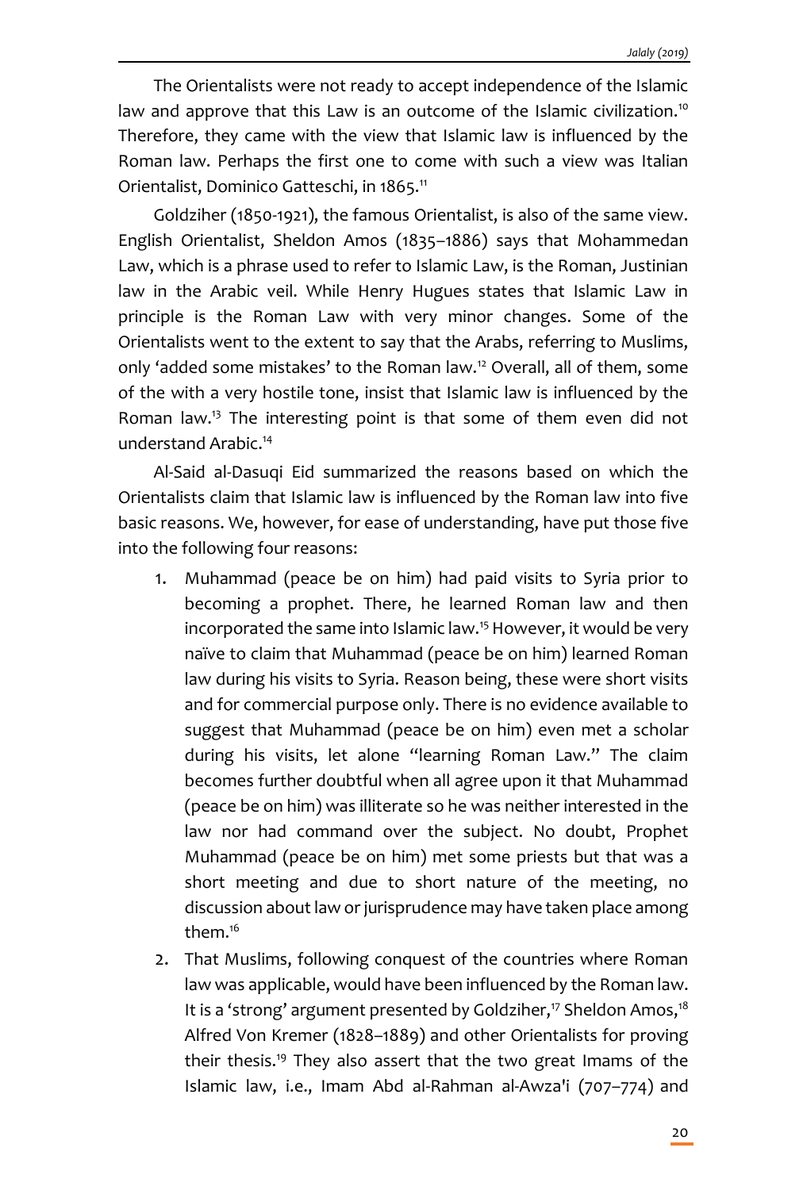The Orientalists were not ready to accept independence of the Islamic law and approve that this Law is an outcome of the Islamic civilization.[10] Therefore, they came with the view that Islamic law is influenced by the Roman law. Perhaps the first one to come with such a view was Italian Orientalist, Dominico Gatteschi, in 1865.[11]

Goldziher (1850-1921), the famous Orientalist, is also of the same view. English Orientalist, Sheldon Amos (1835–1886) says that Mohammedan Law, which is a phrase used to refer to Islamic Law, is the Roman, Justinian law in the Arabic veil. While Henry Hugues states that Islamic Law in principle is the Roman Law with very minor changes. Some of the Orientalists went to the extent to say that the Arabs, referring to Muslims, only 'added some mistakes' to the Roman law.[12] Overall, all of them, some of the with a very hostile tone, insist that Islamic law is influenced by the Roman law.[13] The interesting point is that some of them even did not understand Arabic.[14]

Al-Said al-Dasuqi Eid summarized the reasons based on which the Orientalists claim that Islamic law is influenced by the Roman law into five basic reasons. We, however, for ease of understanding, have put those five into the following four reasons:

1. Muhammad (peace be on him) had paid visits to Syria prior to becoming a prophet. There, he learned Roman law and then incorporated the same into Islamic law.[15] However, it would be very naïve to claim that Muhammad (peace be on him) learned Roman law during his visits to Syria. Reason being, these were short visits and for commercial purpose only. There is no evidence available to suggest that Muhammad (peace be on him) even met a scholar during his visits, let alone "learning Roman Law." The claim becomes further doubtful when all agree upon it that Muhammad (peace be on him) was illiterate so he was neither interested in the law nor had command over the subject. No doubt, Prophet Muhammad (peace be on him) met some priests but that was a short meeting and due to short nature of the meeting, no discussion about law or jurisprudence may have taken place among them.[16]
2. That Muslims, following conquest of the countries where Roman law was applicable, would have been influenced by the Roman law. It is a 'strong' argument presented by Goldziher,[17] Sheldon Amos,[18] Alfred Von Kremer (1828–1889) and other Orientalists for proving their thesis.[19] They also assert that the two great Imams of the Islamic law, i.e., Imam Abd al-Rahman al-Awza'i (707–774) and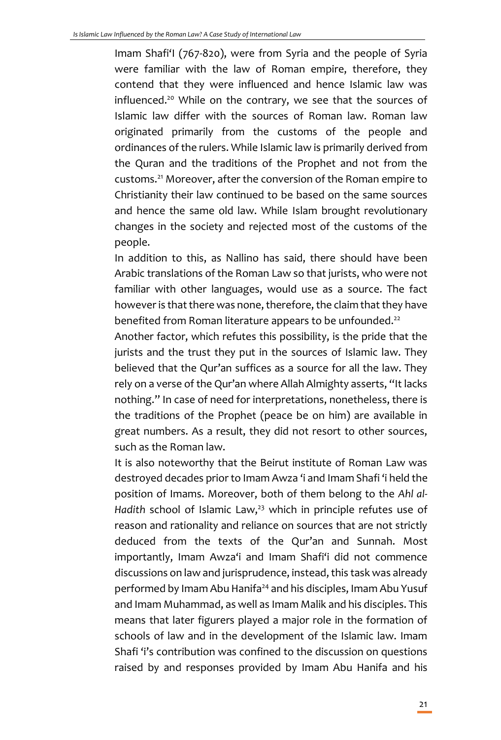Imam Shafi'I (767-820), were from Syria and the people of Syria were familiar with the law of Roman empire, therefore, they contend that they were influenced and hence Islamic law was influenced.[20] While on the contrary, we see that the sources of Islamic law differ with the sources of Roman law. Roman law originated primarily from the customs of the people and ordinances of the rulers. While Islamic law is primarily derived from the Quran and the traditions of the Prophet and not from the customs.[21] Moreover, after the conversion of the Roman empire to Christianity their law continued to be based on the same sources and hence the same old law. While Islam brought revolutionary changes in the society and rejected most of the customs of the people.

In addition to this, as Nallino has said, there should have been Arabic translations of the Roman Law so that jurists, who were not familiar with other languages, would use as a source. The fact however is that there was none, therefore, the claim that they have benefited from Roman literature appears to be unfounded.[22]

Another factor, which refutes this possibility, is the pride that the jurists and the trust they put in the sources of Islamic law. They believed that the Qur'an suffices as a source for all the law. They rely on a verse of the Qur'an where Allah Almighty asserts, "It lacks nothing." In case of need for interpretations, nonetheless, there is the traditions of the Prophet (peace be on him) are available in great numbers. As a result, they did not resort to other sources, such as the Roman law.

It is also noteworthy that the Beirut institute of Roman Law was destroyed decades prior to Imam Awza 'i and Imam Shafi 'i held the position of Imams. Moreover, both of them belong to the *Ahl al-Hadith* school of Islamic Law,[23] which in principle refutes use of reason and rationality and reliance on sources that are not strictly deduced from the texts of the Qur'an and Sunnah. Most importantly, Imam Awza'i and Imam Shafi'i did not commence discussions on law and jurisprudence, instead, this task was already performed by Imam Abu Hanifa[24] and his disciples, Imam Abu Yusuf and Imam Muhammad, as well as Imam Malik and his disciples. This means that later figurers played a major role in the formation of schools of law and in the development of the Islamic law. Imam Shafi 'i's contribution was confined to the discussion on questions raised by and responses provided by Imam Abu Hanifa and his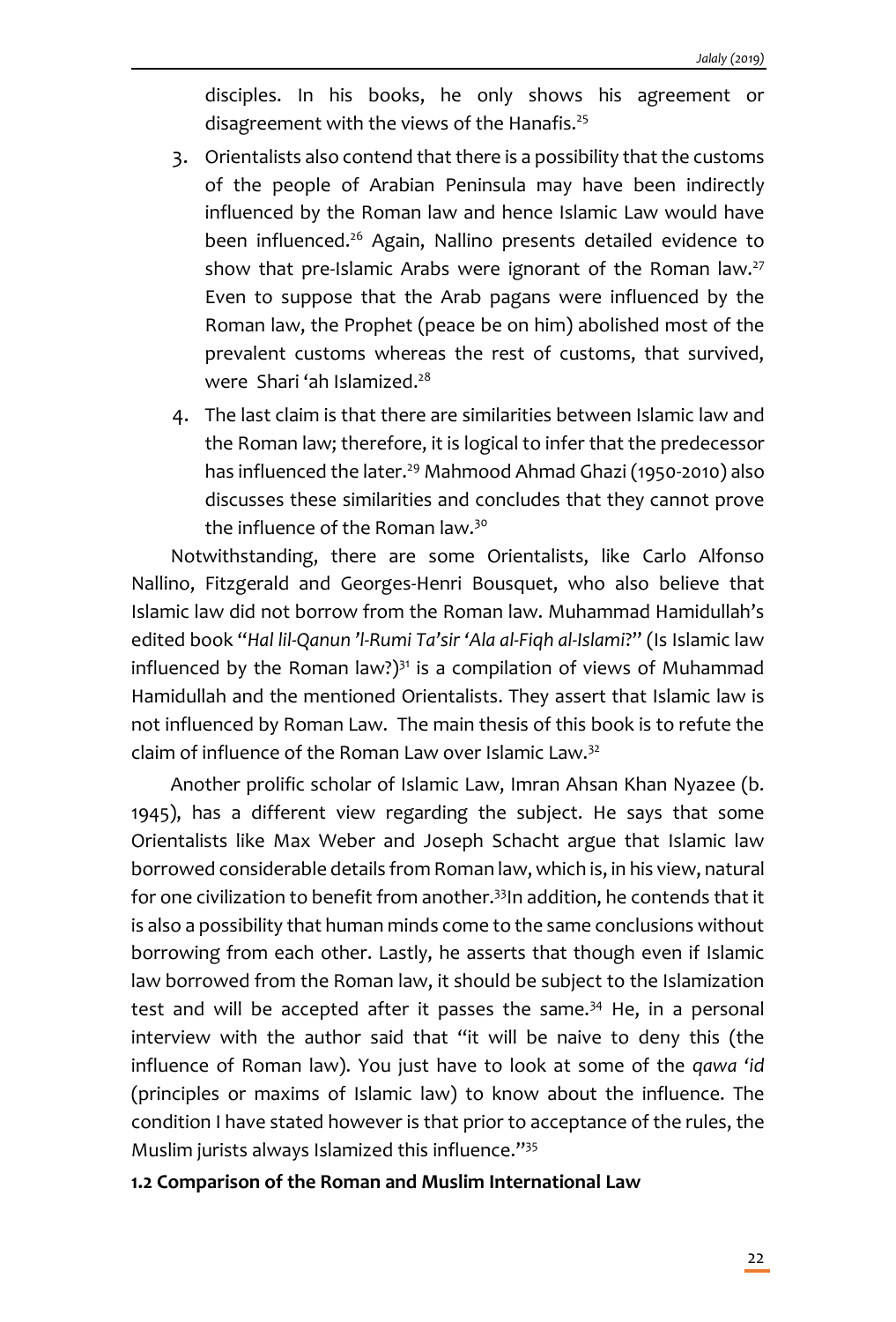disciples. In his books, he only shows his agreement or disagreement with the views of the Hanafis.[25]

3. Orientalists also contend that there is a possibility that the customs of the people of Arabian Peninsula may have been indirectly influenced by the Roman law and hence Islamic Law would have been influenced.[26] Again, Nallino presents detailed evidence to show that pre-Islamic Arabs were ignorant of the Roman law.[27] Even to suppose that the Arab pagans were influenced by the Roman law, the Prophet (peace be on him) abolished most of the prevalent customs whereas the rest of customs, that survived, were Shari 'ah Islamized.[28]

4. The last claim is that there are similarities between Islamic law and the Roman law; therefore, it is logical to infer that the predecessor has influenced the later.[29] Mahmood Ahmad Ghazi (1950-2010) also discusses these similarities and concludes that they cannot prove the influence of the Roman law.[30]

Notwithstanding, there are some Orientalists, like Carlo Alfonso Nallino, Fitzgerald and Georges-Henri Bousquet, who also believe that Islamic law did not borrow from the Roman law. Muhammad Hamidullah's edited book "*Hal lil-Qanun 'l-Rumi Ta'sir 'Ala al-Fiqh al-Islami*?" (Is Islamic law influenced by the Roman law?)[31] is a compilation of views of Muhammad Hamidullah and the mentioned Orientalists. They assert that Islamic law is not influenced by Roman Law. The main thesis of this book is to refute the claim of influence of the Roman Law over Islamic Law.[32]

Another prolific scholar of Islamic Law, Imran Ahsan Khan Nyazee (b. 1945), has a different view regarding the subject. He says that some Orientalists like Max Weber and Joseph Schacht argue that Islamic law borrowed considerable details from Roman law, which is, in his view, natural for one civilization to benefit from another.[33] In addition, he contends that it is also a possibility that human minds come to the same conclusions without borrowing from each other. Lastly, he asserts that though even if Islamic law borrowed from the Roman law, it should be subject to the Islamization test and will be accepted after it passes the same.[34] He, in a personal interview with the author said that "it will be naive to deny this (the influence of Roman law). You just have to look at some of the *qawa 'id* (principles or maxims of Islamic law) to know about the influence. The condition I have stated however is that prior to acceptance of the rules, the Muslim jurists always Islamized this influence."[35]

### 1.2 Comparison of the Roman and Muslim International Law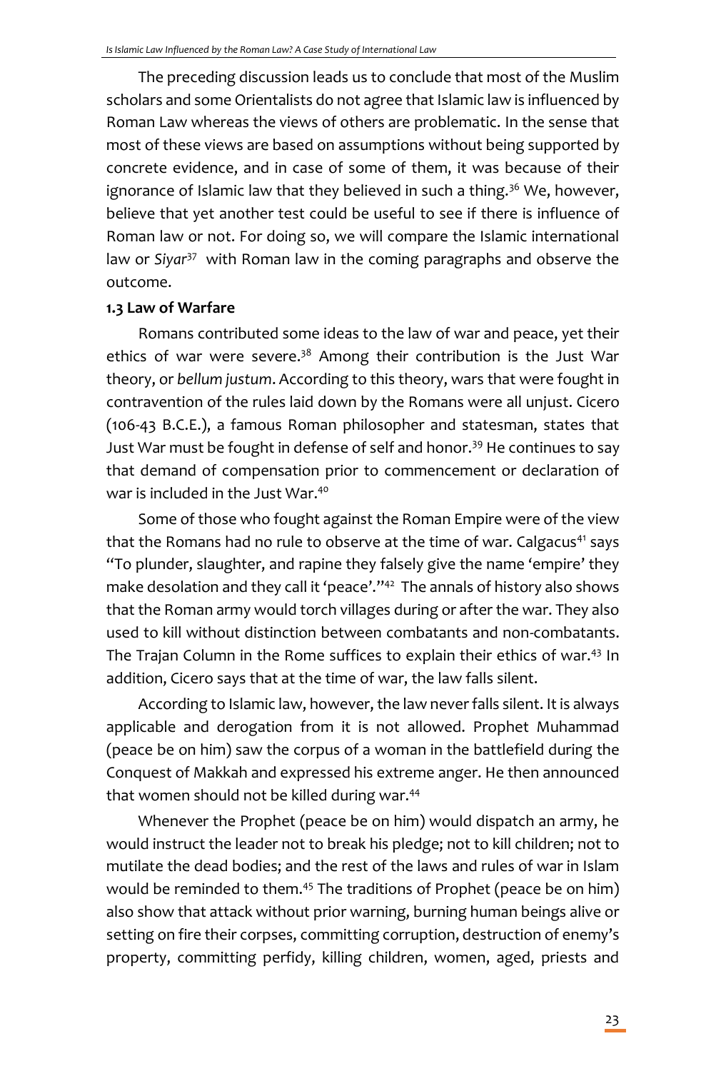The preceding discussion leads us to conclude that most of the Muslim scholars and some Orientalists do not agree that Islamic law is influenced by Roman Law whereas the views of others are problematic. In the sense that most of these views are based on assumptions without being supported by concrete evidence, and in case of some of them, it was because of their ignorance of Islamic law that they believed in such a thing.[36] We, however, believe that yet another test could be useful to see if there is influence of Roman law or not. For doing so, we will compare the Islamic international law or *Siyar*[37] with Roman law in the coming paragraphs and observe the outcome.

### 1.3 Law of Warfare

Romans contributed some ideas to the law of war and peace, yet their ethics of war were severe.[38] Among their contribution is the Just War theory, or *bellum justum*. According to this theory, wars that were fought in contravention of the rules laid down by the Romans were all unjust. Cicero (106-43 B.C.E.), a famous Roman philosopher and statesman, states that Just War must be fought in defense of self and honor.[39] He continues to say that demand of compensation prior to commencement or declaration of war is included in the Just War.[40]

Some of those who fought against the Roman Empire were of the view that the Romans had no rule to observe at the time of war. Calgacus[41] says "To plunder, slaughter, and rapine they falsely give the name 'empire' they make desolation and they call it 'peace'."[42] The annals of history also shows that the Roman army would torch villages during or after the war. They also used to kill without distinction between combatants and non-combatants. The Trajan Column in the Rome suffices to explain their ethics of war.[43] In addition, Cicero says that at the time of war, the law falls silent.

According to Islamic law, however, the law never falls silent. It is always applicable and derogation from it is not allowed. Prophet Muhammad (peace be on him) saw the corpus of a woman in the battlefield during the Conquest of Makkah and expressed his extreme anger. He then announced that women should not be killed during war.[44]

Whenever the Prophet (peace be on him) would dispatch an army, he would instruct the leader not to break his pledge; not to kill children; not to mutilate the dead bodies; and the rest of the laws and rules of war in Islam would be reminded to them.[45] The traditions of Prophet (peace be on him) also show that attack without prior warning, burning human beings alive or setting on fire their corpses, committing corruption, destruction of enemy's property, committing perfidy, killing children, women, aged, priests and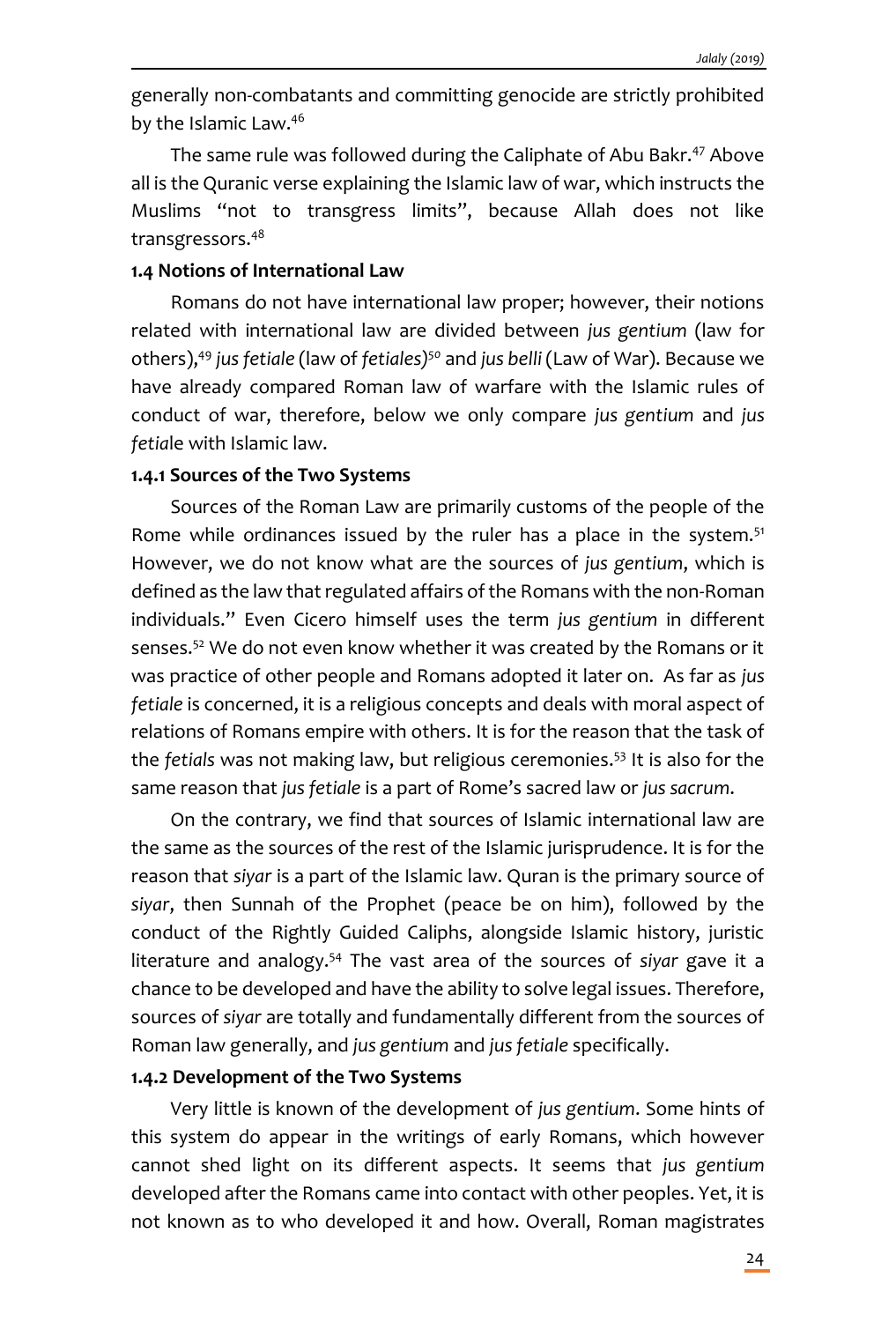generally non-combatants and committing genocide are strictly prohibited by the Islamic Law.[46]

The same rule was followed during the Caliphate of Abu Bakr.[47] Above all is the Quranic verse explaining the Islamic law of war, which instructs the Muslims "not to transgress limits", because Allah does not like transgressors.[48]

### 1.4 Notions of International Law

Romans do not have international law proper; however, their notions related with international law are divided between *jus gentium* (law for others),[49] *jus fetiale* (law of *fetiales*)[50] and *jus belli* (Law of War). Because we have already compared Roman law of warfare with the Islamic rules of conduct of war, therefore, below we only compare *jus gentium* and *jus fetia*le with Islamic law.

#### 1.4.1 Sources of the Two Systems

Sources of the Roman Law are primarily customs of the people of the Rome while ordinances issued by the ruler has a place in the system.[51] However, we do not know what are the sources of *jus gentium*, which is defined as the law that regulated affairs of the Romans with the non-Roman individuals." Even Cicero himself uses the term *jus gentium* in different senses.[52] We do not even know whether it was created by the Romans or it was practice of other people and Romans adopted it later on. As far as *jus fetiale* is concerned, it is a religious concepts and deals with moral aspect of relations of Romans empire with others. It is for the reason that the task of the *fetials* was not making law, but religious ceremonies.[53] It is also for the same reason that *jus fetiale* is a part of Rome's sacred law or *jus sacrum*.

On the contrary, we find that sources of Islamic international law are the same as the sources of the rest of the Islamic jurisprudence. It is for the reason that *siyar* is a part of the Islamic law. Quran is the primary source of *siyar*, then Sunnah of the Prophet (peace be on him), followed by the conduct of the Rightly Guided Caliphs, alongside Islamic history, juristic literature and analogy.[54] The vast area of the sources of *siyar* gave it a chance to be developed and have the ability to solve legal issues. Therefore, sources of *siyar* are totally and fundamentally different from the sources of Roman law generally, and *jus gentium* and *jus fetiale* specifically.

#### 1.4.2 Development of the Two Systems

Very little is known of the development of *jus gentium*. Some hints of this system do appear in the writings of early Romans, which however cannot shed light on its different aspects. It seems that *jus gentium* developed after the Romans came into contact with other peoples. Yet, it is not known as to who developed it and how. Overall, Roman magistrates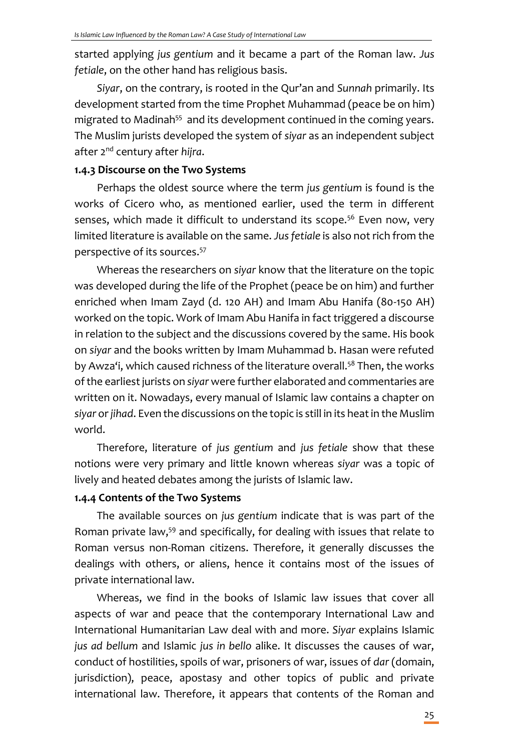started applying *jus gentium* and it became a part of the Roman law. *Jus fetiale*, on the other hand has religious basis.

*Siyar*, on the contrary, is rooted in the Qur'an and *Sunnah* primarily. Its development started from the time Prophet Muhammad (peace be on him) migrated to Madinah[55] and its development continued in the coming years. The Muslim jurists developed the system of *siyar* as an independent subject after 2nd century after *hijra*.

### 1.4.3 Discourse on the Two Systems

Perhaps the oldest source where the term *jus gentium* is found is the works of Cicero who, as mentioned earlier, used the term in different senses, which made it difficult to understand its scope.[56] Even now, very limited literature is available on the same. *Jus fetiale* is also not rich from the perspective of its sources.[57]

Whereas the researchers on *siyar* know that the literature on the topic was developed during the life of the Prophet (peace be on him) and further enriched when Imam Zayd (d. 120 AH) and Imam Abu Hanifa (80-150 AH) worked on the topic. Work of Imam Abu Hanifa in fact triggered a discourse in relation to the subject and the discussions covered by the same. His book on *siyar* and the books written by Imam Muhammad b. Hasan were refuted by Awza'i, which caused richness of the literature overall.[58] Then, the works of the earliest jurists on *siyar* were further elaborated and commentaries are written on it. Nowadays, every manual of Islamic law contains a chapter on *siyar* or *jihad*. Even the discussions on the topic is still in its heat in the Muslim world.

Therefore, literature of *jus gentium* and *jus fetiale* show that these notions were very primary and little known whereas *siyar* was a topic of lively and heated debates among the jurists of Islamic law.

### 1.4.4 Contents of the Two Systems

The available sources on *jus gentium* indicate that is was part of the Roman private law,[59] and specifically, for dealing with issues that relate to Roman versus non-Roman citizens. Therefore, it generally discusses the dealings with others, or aliens, hence it contains most of the issues of private international law.

Whereas, we find in the books of Islamic law issues that cover all aspects of war and peace that the contemporary International Law and International Humanitarian Law deal with and more. *Siyar* explains Islamic *jus ad bellum* and Islamic *jus in bello* alike. It discusses the causes of war, conduct of hostilities, spoils of war, prisoners of war, issues of *dar* (domain, jurisdiction), peace, apostasy and other topics of public and private international law. Therefore, it appears that contents of the Roman and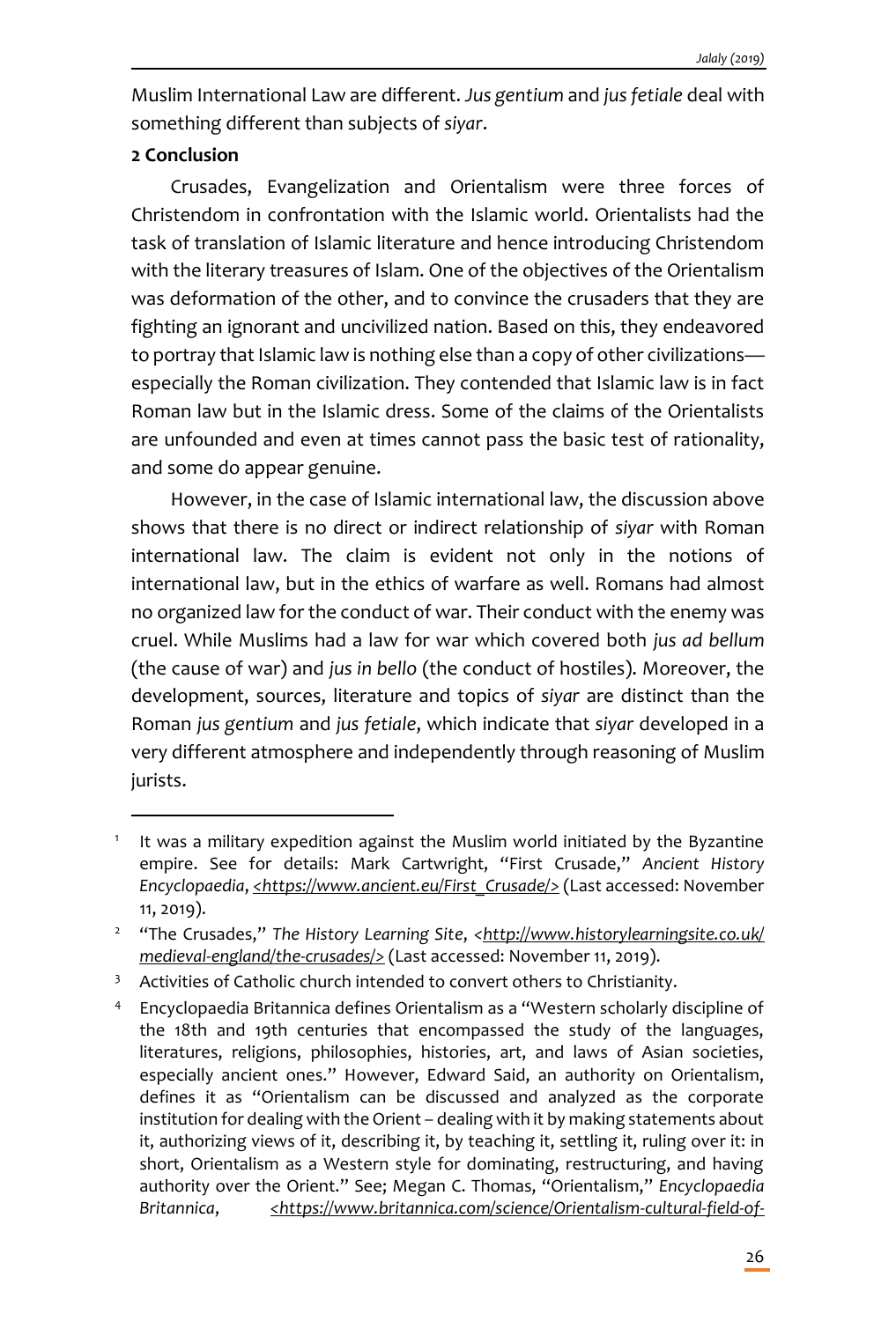Muslim International Law are different. *Jus gentium* and *jus fetiale* deal with something different than subjects of *siyar*.

**2 Conclusion**

Crusades, Evangelization and Orientalism were three forces of Christendom in confrontation with the Islamic world. Orientalists had the task of translation of Islamic literature and hence introducing Christendom with the literary treasures of Islam. One of the objectives of the Orientalism was deformation of the other, and to convince the crusaders that they are fighting an ignorant and uncivilized nation. Based on this, they endeavored to portray that Islamic law is nothing else than a copy of other civilizations—especially the Roman civilization. They contended that Islamic law is in fact Roman law but in the Islamic dress. Some of the claims of the Orientalists are unfounded and even at times cannot pass the basic test of rationality, and some do appear genuine.

However, in the case of Islamic international law, the discussion above shows that there is no direct or indirect relationship of *siyar* with Roman international law. The claim is evident not only in the notions of international law, but in the ethics of warfare as well. Romans had almost no organized law for the conduct of war. Their conduct with the enemy was cruel. While Muslims had a law for war which covered both *jus ad bellum* (the cause of war) and *jus in bello* (the conduct of hostiles). Moreover, the development, sources, literature and topics of *siyar* are distinct than the Roman *jus gentium* and *jus fetiale*, which indicate that *siyar* developed in a very different atmosphere and independently through reasoning of Muslim jurists.

---

[1] It was a military expedition against the Muslim world initiated by the Byzantine empire. See for details: Mark Cartwright, "First Crusade," *Ancient History Encyclopaedia*, <https://www.ancient.eu/First_Crusade/> (Last accessed: November 11, 2019).

[2] "The Crusades," *The History Learning Site*, <http://www.historylearningsite.co.uk/medieval-england/the-crusades/> (Last accessed: November 11, 2019).

[3] Activities of Catholic church intended to convert others to Christianity.

[4] Encyclopaedia Britannica defines Orientalism as a "Western scholarly discipline of the 18th and 19th centuries that encompassed the study of the languages, literatures, religions, philosophies, histories, art, and laws of Asian societies, especially ancient ones." However, Edward Said, an authority on Orientalism, defines it as "Orientalism can be discussed and analyzed as the corporate institution for dealing with the Orient – dealing with it by making statements about it, authorizing views of it, describing it, by teaching it, settling it, ruling over it: in short, Orientalism as a Western style for dominating, restructuring, and having authority over the Orient." See; Megan C. Thomas, "Orientalism," *Encyclopaedia Britannica*, <https://www.britannica.com/science/Orientalism-cultural-field-of-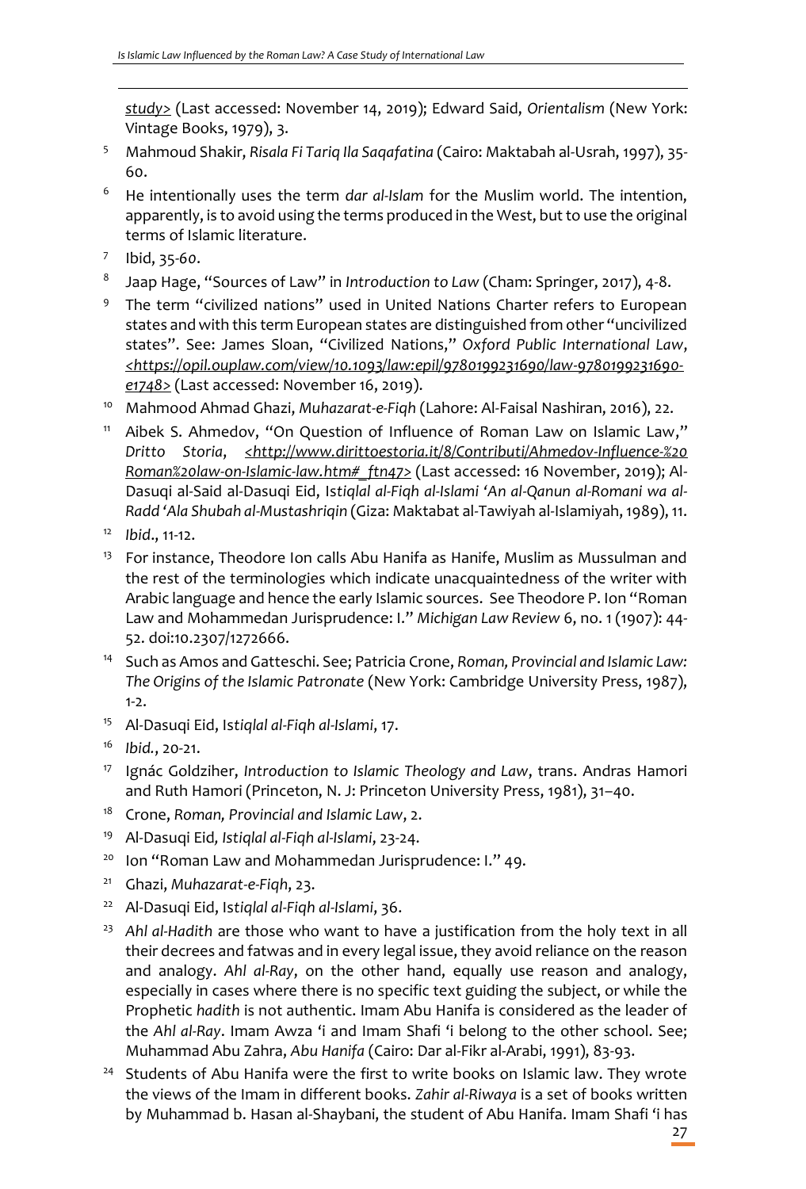study> (Last accessed: November 14, 2019); Edward Said, *Orientalism* (New York: Vintage Books, 1979), 3.

[5] Mahmoud Shakir, *Risala Fi Tariq Ila Saqafatina* (Cairo: Maktabah al-Usrah, 1997), 35-60.

[6] He intentionally uses the term *dar al-Islam* for the Muslim world. The intention, apparently, is to avoid using the terms produced in the West, but to use the original terms of Islamic literature.

[7] Ibid, 35-60.

[8] Jaap Hage, "Sources of Law" in *Introduction to Law* (Cham: Springer, 2017), 4-8.

[9] The term "civilized nations" used in United Nations Charter refers to European states and with this term European states are distinguished from other "uncivilized states". See: James Sloan, "Civilized Nations," *Oxford Public International Law*, <https://opil.ouplaw.com/view/10.1093/law:epil/9780199231690/law-9780199231690-e1748> (Last accessed: November 16, 2019).

[10] Mahmood Ahmad Ghazi, *Muhazarat-e-Fiqh* (Lahore: Al-Faisal Nashiran, 2016), 22.

[11] Aibek S. Ahmedov, "On Question of Influence of Roman Law on Islamic Law," *Dritto Storia*, <http://www.dirittoestoria.it/8/Contributi/Ahmedov-Influence-%20Roman%20law-on-Islamic-law.htm#_ftn47> (Last accessed: 16 November, 2019); Al-Dasuqi al-Said al-Dasuqi Eid, I*stiqlal al-Fiqh al-Islami 'An al-Qanun al-Romani wa al-Radd 'Ala Shubah al-Mustashriqin* (Giza: Maktabat al-Tawiyah al-Islamiyah, 1989), 11.

[12] *Ibid*., 11-12.

[13] For instance, Theodore Ion calls Abu Hanifa as Hanife, Muslim as Mussulman and the rest of the terminologies which indicate unacquaintedness of the writer with Arabic language and hence the early Islamic sources. See Theodore P. Ion "Roman Law and Mohammedan Jurisprudence: I." *Michigan Law Review* 6, no. 1 (1907): 44-52. doi:10.2307/1272666.

[14] Such as Amos and Gatteschi. See; Patricia Crone, *Roman, Provincial and Islamic Law: The Origins of the Islamic Patronate* (New York: Cambridge University Press, 1987), 1-2.

[15] Al-Dasuqi Eid, Is*tiqlal al-Fiqh al-Islami*, 17.

[16] *Ibid.*, 20-21.

[17] Ignác Goldziher, *Introduction to Islamic Theology and Law*, trans. Andras Hamori and Ruth Hamori (Princeton, N. J: Princeton University Press, 1981), 31–40.

[18] Crone, *Roman, Provincial and Islamic Law*, 2.

[19] Al-Dasuqi Eid*, Istiqlal al-Fiqh al-Islami*, 23-24.

[20] Ion "Roman Law and Mohammedan Jurisprudence: I." 49.

[21] Ghazi, *Muhazarat-e-Fiqh*, 23.

[22] Al-Dasuqi Eid, Is*tiqlal al-Fiqh al-Islami*, 36.

[23] *Ahl al-Hadith* are those who want to have a justification from the holy text in all their decrees and fatwas and in every legal issue, they avoid reliance on the reason and analogy. *Ahl al-Ray*, on the other hand, equally use reason and analogy, especially in cases where there is no specific text guiding the subject, or while the Prophetic *hadith* is not authentic. Imam Abu Hanifa is considered as the leader of the *Ahl al-Ray*. Imam Awza 'i and Imam Shafi 'i belong to the other school. See; Muhammad Abu Zahra, *Abu Hanifa* (Cairo: Dar al-Fikr al-Arabi, 1991), 83-93.

[24] Students of Abu Hanifa were the first to write books on Islamic law. They wrote the views of the Imam in different books. *Zahir al-Riwaya* is a set of books written by Muhammad b. Hasan al-Shaybani, the student of Abu Hanifa. Imam Shafi 'i has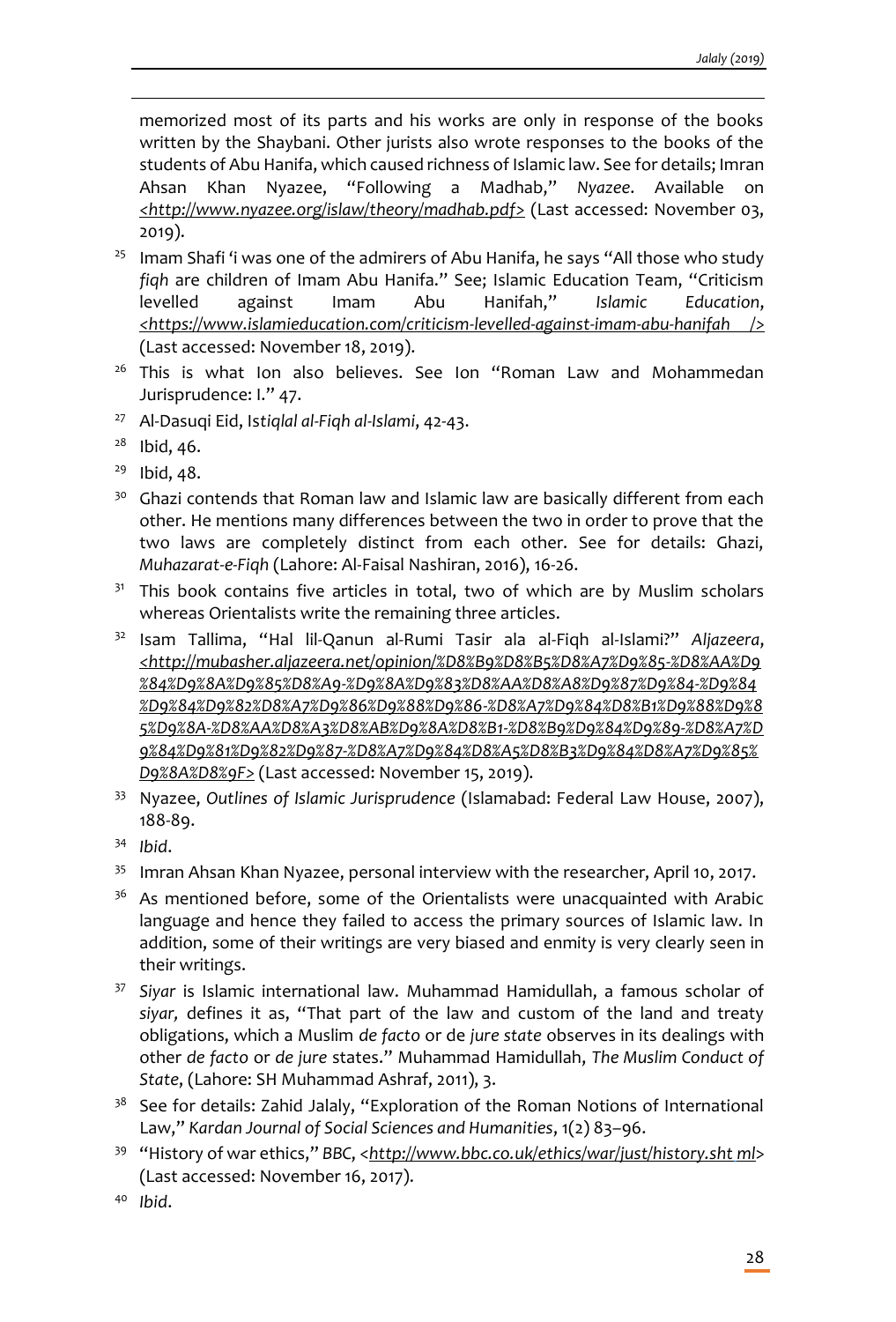memorized most of its parts and his works are only in response of the books written by the Shaybani. Other jurists also wrote responses to the books of the students of Abu Hanifa, which caused richness of Islamic law. See for details; Imran Ahsan Khan Nyazee, "Following a Madhab," *Nyazee*. Available on <http://www.nyazee.org/islaw/theory/madhab.pdf> (Last accessed: November 03, 2019).

[25] Imam Shafi 'i was one of the admirers of Abu Hanifa, he says "All those who study *fiqh* are children of Imam Abu Hanifa." See; Islamic Education Team, "Criticism levelled against Imam Abu Hanifah," *Islamic Education*, <https://www.islamieducation.com/criticism-levelled-against-imam-abu-hanifah /> (Last accessed: November 18, 2019).

[26] This is what Ion also believes. See Ion "Roman Law and Mohammedan Jurisprudence: I." 47.

[27] Al-Dasuqi Eid, Is*tiqlal al-Fiqh al-Islami*, 42-43.

[28] Ibid, 46.

[29] Ibid, 48.

[30] Ghazi contends that Roman law and Islamic law are basically different from each other. He mentions many differences between the two in order to prove that the two laws are completely distinct from each other. See for details: Ghazi, *Muhazarat-e-Fiqh* (Lahore: Al-Faisal Nashiran, 2016), 16-26.

[31] This book contains five articles in total, two of which are by Muslim scholars whereas Orientalists write the remaining three articles.

[32] Isam Tallima, "Hal lil-Qanun al-Rumi Tasir ala al-Fiqh al-Islami?" *Aljazeera*, <http://mubasher.aljazeera.net/opinion/%D8%B9%D8%B5%D8%A7%D9%85-%D8%AA%D9%84%D9%8A%D9%85%D8%A9-%D9%8A%D9%83%D8%AA%D8%A8%D9%87%D9%84-%D9%84%D9%84%D9%82%D8%A7%D9%86%D9%88%D9%86-%D8%A7%D9%84%D8%B1%D9%88%D9%85%D9%8A-%D8%AA%D8%A3%D8%AB%D9%8A%D8%B1-%D8%B9%D9%84%D9%89-%D8%A7%D9%84%D9%81%D9%82%D9%87-%D8%A7%D9%84%D8%A5%D8%B3%D9%84%D8%A7%D9%85%D9%8A%D8%9F> (Last accessed: November 15, 2019).

[33] Nyazee, *Outlines of Islamic Jurisprudence* (Islamabad: Federal Law House, 2007), 188-89.

[34] *Ibid*.

[35] Imran Ahsan Khan Nyazee, personal interview with the researcher, April 10, 2017.

[36] As mentioned before, some of the Orientalists were unacquainted with Arabic language and hence they failed to access the primary sources of Islamic law. In addition, some of their writings are very biased and enmity is very clearly seen in their writings.

[37] *Siyar* is Islamic international law. Muhammad Hamidullah, a famous scholar of *siyar,* defines it as, "That part of the law and custom of the land and treaty obligations, which a Muslim *de facto* or de *jure state* observes in its dealings with other *de facto* or *de jure* states." Muhammad Hamidullah, *The Muslim Conduct of State*, (Lahore: SH Muhammad Ashraf, 2011), 3.

[38] See for details: Zahid Jalaly, "Exploration of the Roman Notions of International Law," *Kardan Journal of Social Sciences and Humanities*, 1(2) 83–96.

[39] "History of war ethics," *BBC*, <http://www.bbc.co.uk/ethics/war/just/history.sht ml> (Last accessed: November 16, 2017).

[40] *Ibid*.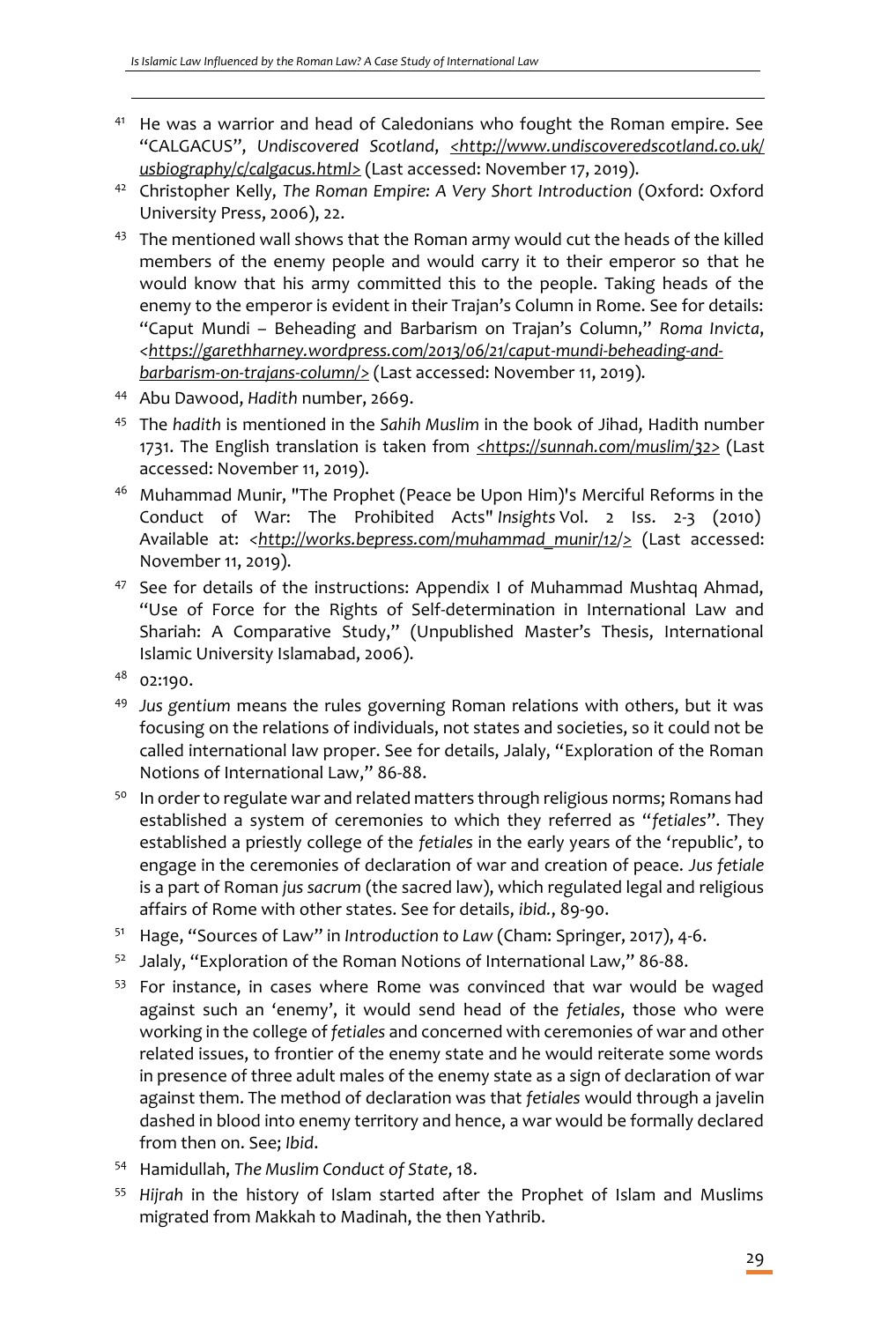[41] He was a warrior and head of Caledonians who fought the Roman empire. See "CALGACUS", *Undiscovered Scotland*, <http://www.undiscoveredscotland.co.uk/usbiography/c/calgacus.html> (Last accessed: November 17, 2019).

[42] Christopher Kelly, *The Roman Empire: A Very Short Introduction* (Oxford: Oxford University Press, 2006), 22.

[43] The mentioned wall shows that the Roman army would cut the heads of the killed members of the enemy people and would carry it to their emperor so that he would know that his army committed this to the people. Taking heads of the enemy to the emperor is evident in their Trajan's Column in Rome. See for details: "Caput Mundi – Beheading and Barbarism on Trajan's Column," *Roma Invicta*, <https://garethharney.wordpress.com/2013/06/21/caput-mundi-beheading-and-barbarism-on-trajans-column/> (Last accessed: November 11, 2019).

[44] Abu Dawood, *Hadith* number, 2669.

[45] The *hadith* is mentioned in the *Sahih Muslim* in the book of Jihad, Hadith number 1731. The English translation is taken from <https://sunnah.com/muslim/32> (Last accessed: November 11, 2019).

[46] Muhammad Munir, "The Prophet (Peace be Upon Him)'s Merciful Reforms in the Conduct of War: The Prohibited Acts" *Insights* Vol. 2 Iss. 2-3 (2010) Available at: <http://works.bepress.com/muhammad_munir/12/> (Last accessed: November 11, 2019).

[47] See for details of the instructions: Appendix I of Muhammad Mushtaq Ahmad, "Use of Force for the Rights of Self-determination in International Law and Shariah: A Comparative Study," (Unpublished Master's Thesis, International Islamic University Islamabad, 2006).

[48] 02:190.

[49] *Jus gentium* means the rules governing Roman relations with others, but it was focusing on the relations of individuals, not states and societies, so it could not be called international law proper. See for details, Jalaly, "Exploration of the Roman Notions of International Law," 86-88.

[50] In order to regulate war and related matters through religious norms; Romans had established a system of ceremonies to which they referred as "*fetiales*". They established a priestly college of the *fetiales* in the early years of the 'republic', to engage in the ceremonies of declaration of war and creation of peace. *Jus fetiale* is a part of Roman *jus sacrum* (the sacred law), which regulated legal and religious affairs of Rome with other states. See for details, *ibid.*, 89-90.

[51] Hage, "Sources of Law" in *Introduction to Law* (Cham: Springer, 2017), 4-6.

[52] Jalaly, "Exploration of the Roman Notions of International Law," 86-88.

[53] For instance, in cases where Rome was convinced that war would be waged against such an 'enemy', it would send head of the *fetiales*, those who were working in the college of *fetiales* and concerned with ceremonies of war and other related issues, to frontier of the enemy state and he would reiterate some words in presence of three adult males of the enemy state as a sign of declaration of war against them. The method of declaration was that *fetiales* would through a javelin dashed in blood into enemy territory and hence, a war would be formally declared from then on. See; *Ibid*.

[54] Hamidullah, *The Muslim Conduct of State*, 18.

[55] *Hijrah* in the history of Islam started after the Prophet of Islam and Muslims migrated from Makkah to Madinah, the then Yathrib.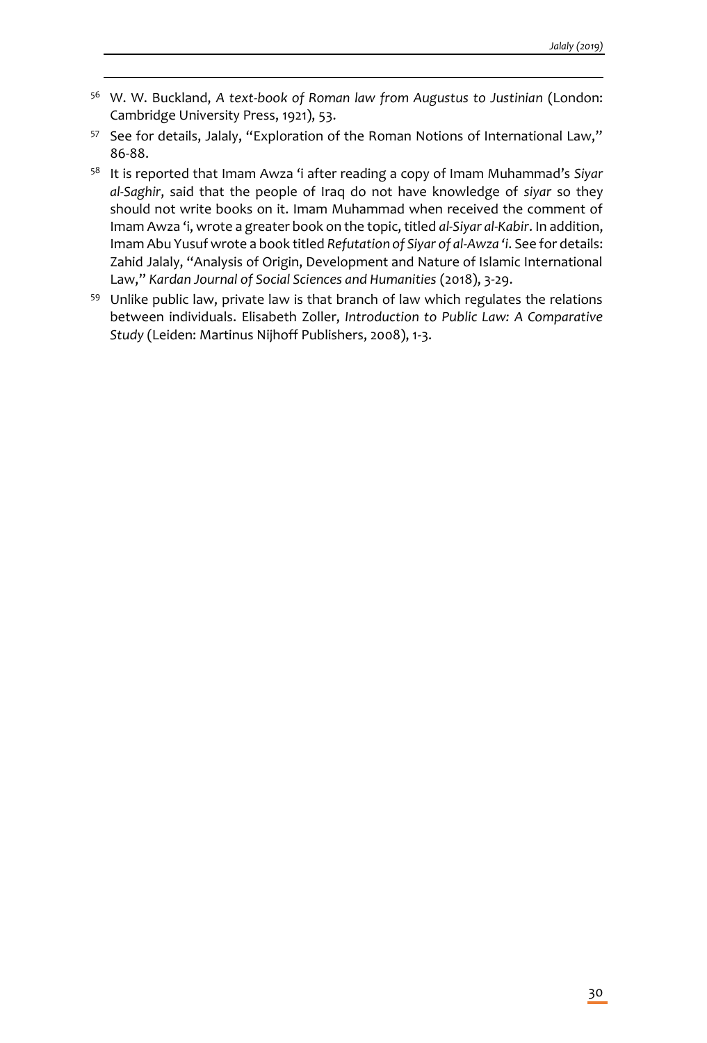[56] W. W. Buckland, *A text-book of Roman law from Augustus to Justinian* (London: Cambridge University Press, 1921), 53.

[57] See for details, Jalaly, "Exploration of the Roman Notions of International Law," 86-88.

[58] It is reported that Imam Awza 'i after reading a copy of Imam Muhammad's *Siyar al-Saghir*, said that the people of Iraq do not have knowledge of *siyar* so they should not write books on it. Imam Muhammad when received the comment of Imam Awza 'i, wrote a greater book on the topic, titled *al-Siyar al-Kabir*. In addition, Imam Abu Yusuf wrote a book titled *Refutation of Siyar of al-Awza 'i*. See for details: Zahid Jalaly, "Analysis of Origin, Development and Nature of Islamic International Law," *Kardan Journal of Social Sciences and Humanities* (2018), 3-29.

[59] Unlike public law, private law is that branch of law which regulates the relations between individuals. Elisabeth Zoller, *Introduction to Public Law: A Comparative Study* (Leiden: Martinus Nijhoff Publishers, 2008), 1-3.